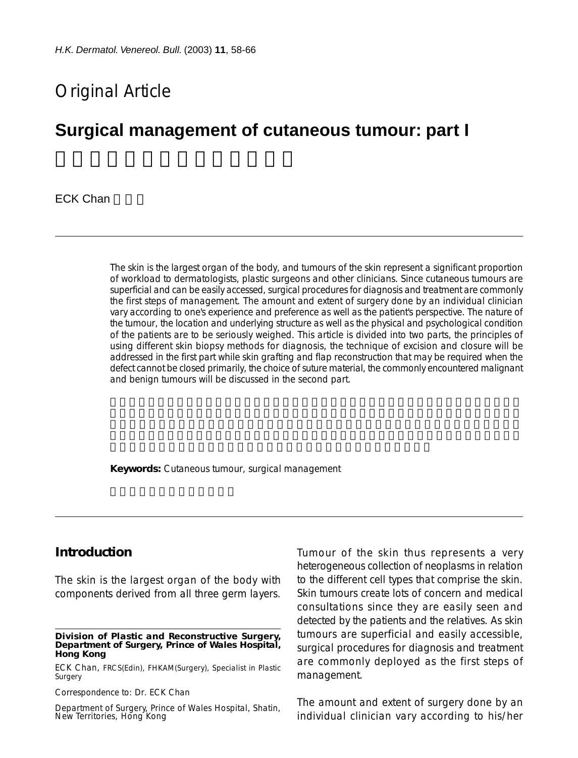Original Article

# Surgical management of cutaneous tumour: part I

ECK Chan

The skin is the largest organ of the body, and tumours of the skin represent a significant proportion of workload to dermatologists, plastic surgeons and other clinicians. Since cutaneous tumours are superficial and can be easily accessed, surgical procedures for diagnosis and treatment are commonly the first steps of management. The amount and extent of surgery done by an individual clinician vary according to one's experience and preference as well as the patient's perspective. The nature of the tumour, the location and underlying structure as well as the physical and psychological condition of the patients are to be seriously weighed. This article is divided into two parts, the principles of using different skin biopsy methods for diagnosis, the technique of excision and closure will be addressed in the first part while skin grafting and flap reconstruction that may be required when the defect cannot be closed primarily, the choice of suture material, the commonly encountered malignant and benign tumours will be discussed in the second part.

**Keywords:** Cutaneous tumour, surgical management

## Introduction

The skin is the largest organ of the body with components derived from all three germ layers. Tumour of the skin thus represents a very heterogeneous collection of neoplasms in relation to the different cell types that comprise the skin. Skin tumours create lots of concern and medical consultations since they are easily seen and detected by the patients and the relatives. As skin tumours are superficial and easily accessible, surgical procedures for diagnosis and treatment are commonly deployed as the first steps of management.

The amount and extent of surgery done by an individual clinician vary according to his/her

**Division of Plastic and Reconstructive Surgery, Department of Surgery, Prince of Wales Hospital, Hong Kong**

ECK Chan, FRCS(Edin), FHKAM(Surgery), Specialist in Plastic Surgery

Correspondence to: Dr. ECK Chan

Department of Surgery, Prince of Wales Hospital, Shatin, New Territories, Hong Kong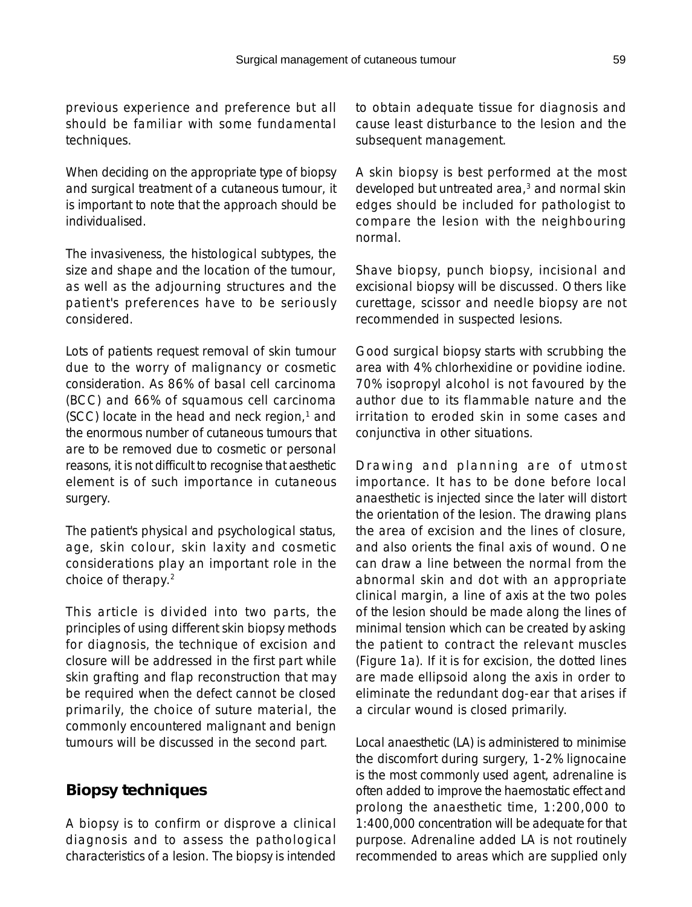previous experience and preference but all should be familiar with some fundamental techniques.

When deciding on the appropriate type of biopsy and surgical treatment of a cutaneous tumour, it is important to note that the approach should be individualised.

The invasiveness, the histological subtypes, the size and shape and the location of the tumour, as well as the adjourning structures and the patient's preferences have to be seriously considered.

Lots of patients request removal of skin tumour due to the worry of malignancy or cosmetic consideration. As 86% of basal cell carcinoma (BCC) and 66% of squamous cell carcinoma (SCC) locate in the head and neck region,[1] and the enormous number of cutaneous tumours that are to be removed due to cosmetic or personal reasons, it is not difficult to recognise that aesthetic element is of such importance in cutaneous surgery.

The patient's physical and psychological status, age, skin colour, skin laxity and cosmetic considerations play an important role in the choice of therapy.[2]

This article is divided into two parts, the principles of using different skin biopsy methods for diagnosis, the technique of excision and closure will be addressed in the first part while skin grafting and flap reconstruction that may be required when the defect cannot be closed primarily, the choice of suture material, the commonly encountered malignant and benign tumours will be discussed in the second part.

## Biopsy techniques

A biopsy is to confirm or disprove a clinical diagnosis and to assess the pathological characteristics of a lesion. The biopsy is intended to obtain adequate tissue for diagnosis and cause least disturbance to the lesion and the subsequent management.

A skin biopsy is best performed at the most developed but untreated area,[3] and normal skin edges should be included for pathologist to compare the lesion with the neighbouring normal.

Shave biopsy, punch biopsy, incisional and excisional biopsy will be discussed. Others like curettage, scissor and needle biopsy are not recommended in suspected lesions.

Good surgical biopsy starts with scrubbing the area with 4% chlorhexidine or povidine iodine. 70% isopropyl alcohol is not favoured by the author due to its flammable nature and the irritation to eroded skin in some cases and conjunctiva in other situations.

Drawing and planning are of utmost importance. It has to be done before local anaesthetic is injected since the later will distort the orientation of the lesion. The drawing plans the area of excision and the lines of closure, and also orients the final axis of wound. One can draw a line between the normal from the abnormal skin and dot with an appropriate clinical margin, a line of axis at the two poles of the lesion should be made along the lines of minimal tension which can be created by asking the patient to contract the relevant muscles (Figure 1a). If it is for excision, the dotted lines are made ellipsoid along the axis in order to eliminate the redundant dog-ear that arises if a circular wound is closed primarily.

Local anaesthetic (LA) is administered to minimise the discomfort during surgery, 1-2% lignocaine is the most commonly used agent, adrenaline is often added to improve the haemostatic effect and prolong the anaesthetic time, 1:200,000 to 1:400,000 concentration will be adequate for that purpose. Adrenaline added LA is not routinely recommended to areas which are supplied only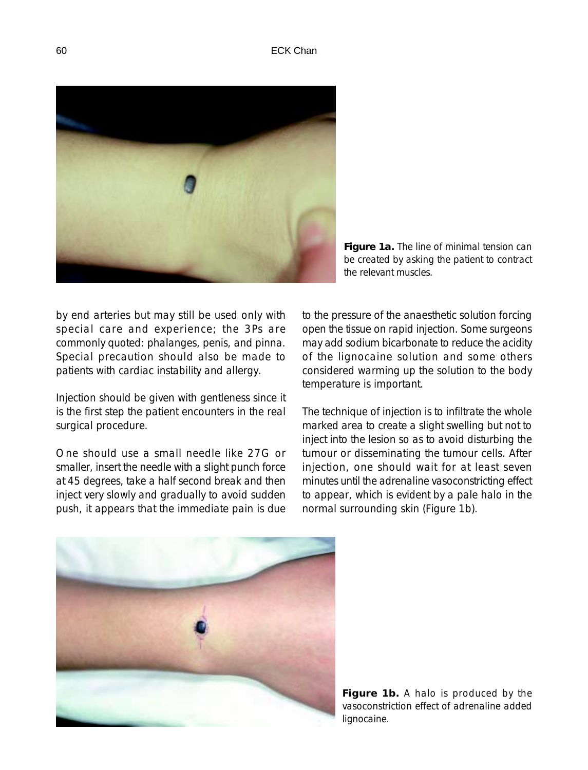**Figure 1a.** The line of minimal tension can be created by asking the patient to contract the relevant muscles.

by end arteries but may still be used only with special care and experience; the 3Ps are commonly quoted: phalanges, penis, and pinna. Special precaution should also be made to patients with cardiac instability and allergy.

Injection should be given with gentleness since it is the first step the patient encounters in the real surgical procedure.

One should use a small needle like 27G or smaller, insert the needle with a slight punch force at 45 degrees, take a half second break and then inject very slowly and gradually to avoid sudden push, it appears that the immediate pain is due to the pressure of the anaesthetic solution forcing open the tissue on rapid injection. Some surgeons may add sodium bicarbonate to reduce the acidity of the lignocaine solution and some others considered warming up the solution to the body temperature is important.

The technique of injection is to infiltrate the whole marked area to create a slight swelling but not to inject into the lesion so as to avoid disturbing the tumour or disseminating the tumour cells. After injection, one should wait for at least seven minutes until the adrenaline vasoconstricting effect to appear, which is evident by a pale halo in the normal surrounding skin (Figure 1b).

**Figure 1b.** A halo is produced by the vasoconstriction effect of adrenaline added lignocaine.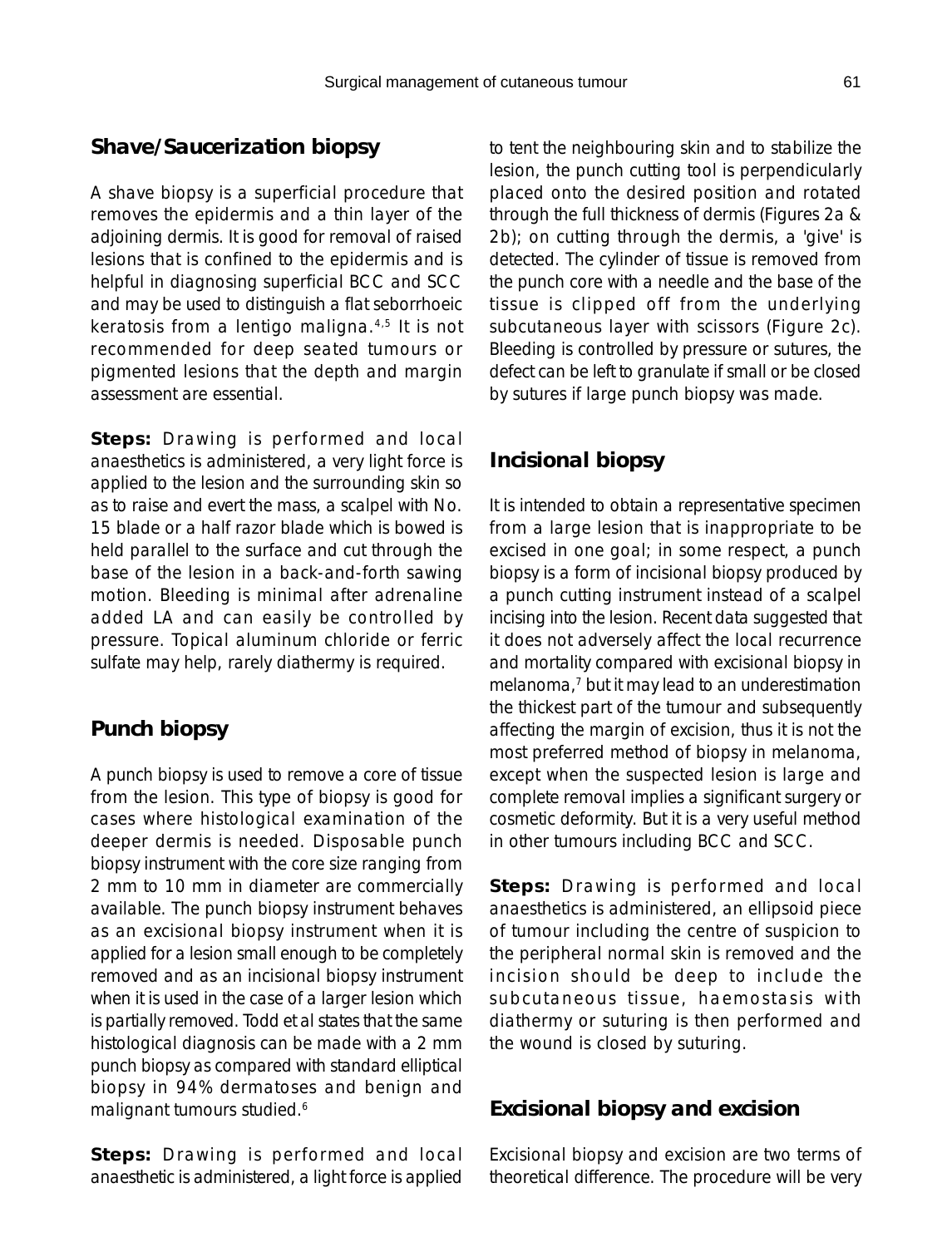## Shave/Saucerization biopsy

A shave biopsy is a superficial procedure that removes the epidermis and a thin layer of the adjoining dermis. It is good for removal of raised lesions that is confined to the epidermis and is helpful in diagnosing superficial BCC and SCC and may be used to distinguish a flat seborrhoeic keratosis from a lentigo maligna.[4,5] It is not recommended for deep seated tumours or pigmented lesions that the depth and margin assessment are essential.

**Steps:** Drawing is performed and local anaesthetics is administered, a very light force is applied to the lesion and the surrounding skin so as to raise and evert the mass, a scalpel with No. 15 blade or a half razor blade which is bowed is held parallel to the surface and cut through the base of the lesion in a back-and-forth sawing motion. Bleeding is minimal after adrenaline added LA and can easily be controlled by pressure. Topical aluminum chloride or ferric sulfate may help, rarely diathermy is required.

## Punch biopsy

A punch biopsy is used to remove a core of tissue from the lesion. This type of biopsy is good for cases where histological examination of the deeper dermis is needed. Disposable punch biopsy instrument with the core size ranging from 2 mm to 10 mm in diameter are commercially available. The punch biopsy instrument behaves as an excisional biopsy instrument when it is applied for a lesion small enough to be completely removed and as an incisional biopsy instrument when it is used in the case of a larger lesion which is partially removed. Todd et al states that the same histological diagnosis can be made with a 2 mm punch biopsy as compared with standard elliptical biopsy in 94% dermatoses and benign and malignant tumours studied.[6]

**Steps:** Drawing is performed and local anaesthetic is administered, a light force is applied to tent the neighbouring skin and to stabilize the lesion, the punch cutting tool is perpendicularly placed onto the desired position and rotated through the full thickness of dermis (Figures 2a & 2b); on cutting through the dermis, a 'give' is detected. The cylinder of tissue is removed from the punch core with a needle and the base of the tissue is clipped off from the underlying subcutaneous layer with scissors (Figure 2c). Bleeding is controlled by pressure or sutures, the defect can be left to granulate if small or be closed by sutures if large punch biopsy was made.

## Incisional biopsy

It is intended to obtain a representative specimen from a large lesion that is inappropriate to be excised in one goal; in some respect, a punch biopsy is a form of incisional biopsy produced by a punch cutting instrument instead of a scalpel incising into the lesion. Recent data suggested that it does not adversely affect the local recurrence and mortality compared with excisional biopsy in melanoma,[7] but it may lead to an underestimation the thickest part of the tumour and subsequently affecting the margin of excision, thus it is not the most preferred method of biopsy in melanoma, except when the suspected lesion is large and complete removal implies a significant surgery or cosmetic deformity. But it is a very useful method in other tumours including BCC and SCC.

**Steps:** Drawing is performed and local anaesthetics is administered, an ellipsoid piece of tumour including the centre of suspicion to the peripheral normal skin is removed and the incision should be deep to include the subcutaneous tissue, haemostasis with diathermy or suturing is then performed and the wound is closed by suturing.

## Excisional biopsy and excision

Excisional biopsy and excision are two terms of theoretical difference. The procedure will be very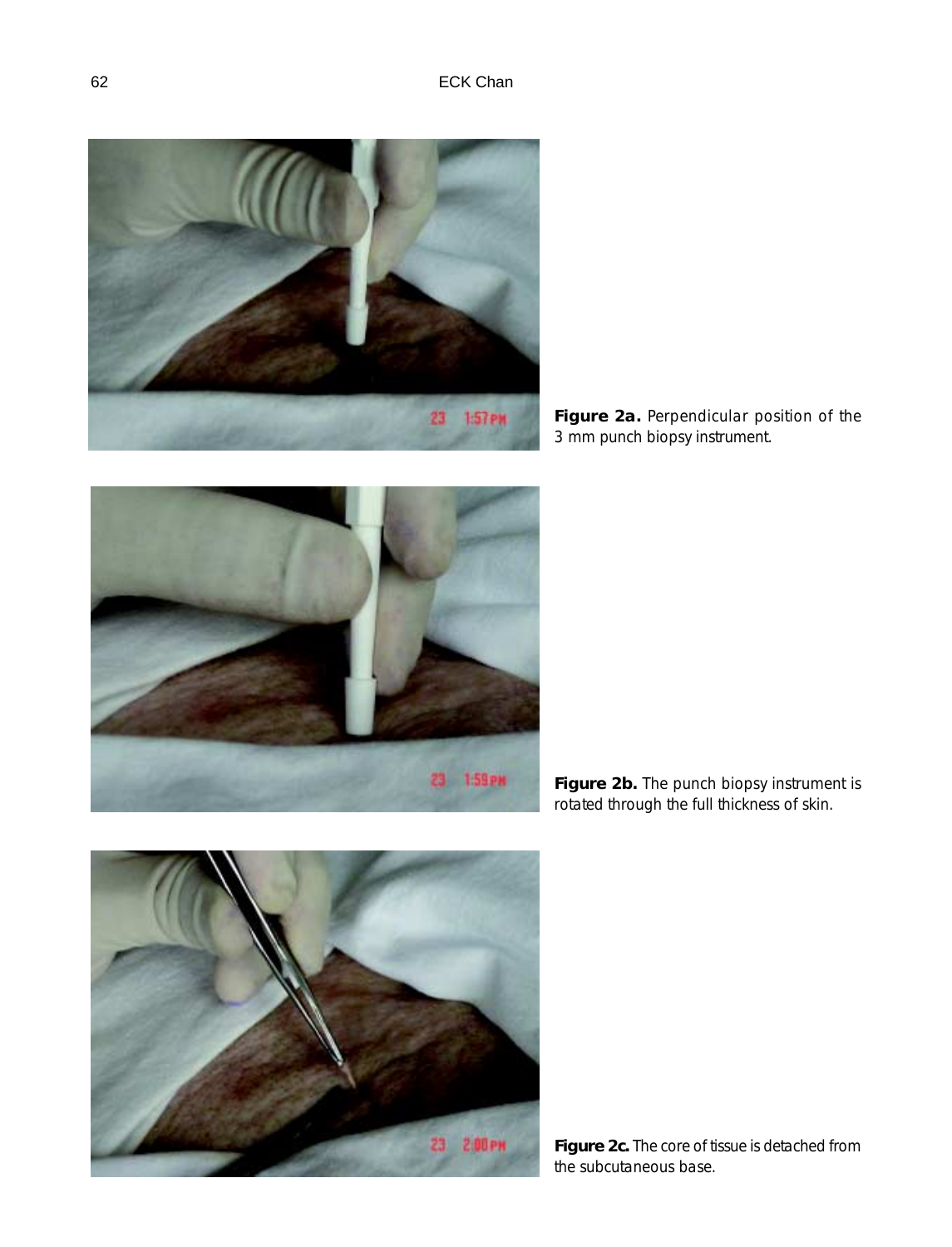**Figure 2a.** Perpendicular position of the 3 mm punch biopsy instrument.

**Figure 2b.** The punch biopsy instrument is rotated through the full thickness of skin.

**Figure 2c.** The core of tissue is detached from the subcutaneous base.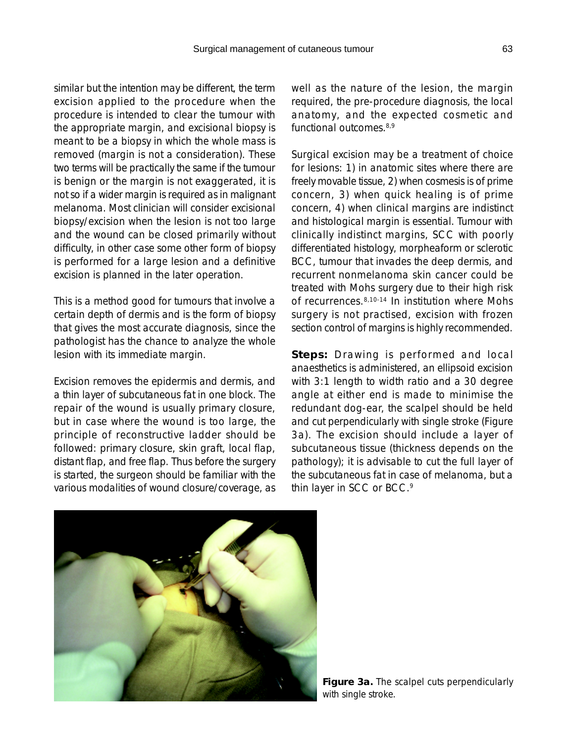similar but the intention may be different, the term excision applied to the procedure when the procedure is intended to clear the tumour with the appropriate margin, and excisional biopsy is meant to be a biopsy in which the whole mass is removed (margin is not a consideration). These two terms will be practically the same if the tumour is benign or the margin is not exaggerated, it is not so if a wider margin is required as in malignant melanoma. Most clinician will consider excisional biopsy/excision when the lesion is not too large and the wound can be closed primarily without difficulty, in other case some other form of biopsy is performed for a large lesion and a definitive excision is planned in the later operation.

This is a method good for tumours that involve a certain depth of dermis and is the form of biopsy that gives the most accurate diagnosis, since the pathologist has the chance to analyze the whole lesion with its immediate margin.

Excision removes the epidermis and dermis, and a thin layer of subcutaneous fat in one block. The repair of the wound is usually primary closure, but in case where the wound is too large, the principle of reconstructive ladder should be followed: primary closure, skin graft, local flap, distant flap, and free flap. Thus before the surgery is started, the surgeon should be familiar with the various modalities of wound closure/coverage, as well as the nature of the lesion, the margin required, the pre-procedure diagnosis, the local anatomy, and the expected cosmetic and functional outcomes.[8,9]

Surgical excision may be a treatment of choice for lesions: 1) in anatomic sites where there are freely movable tissue, 2) when cosmesis is of prime concern, 3) when quick healing is of prime concern, 4) when clinical margins are indistinct and histological margin is essential. Tumour with clinically indistinct margins, SCC with poorly differentiated histology, morpheaform or sclerotic BCC, tumour that invades the deep dermis, and recurrent nonmelanoma skin cancer could be treated with Mohs surgery due to their high risk of recurrences.[8,10-14] In institution where Mohs surgery is not practised, excision with frozen section control of margins is highly recommended.

**Steps:** Drawing is performed and local anaesthetics is administered, an ellipsoid excision with 3:1 length to width ratio and a 30 degree angle at either end is made to minimise the redundant dog-ear, the scalpel should be held and cut perpendicularly with single stroke (Figure 3a). The excision should include a layer of subcutaneous tissue (thickness depends on the pathology); it is advisable to cut the full layer of the subcutaneous fat in case of melanoma, but a thin layer in SCC or BCC.[9]

**Figure 3a.** The scalpel cuts perpendicularly with single stroke.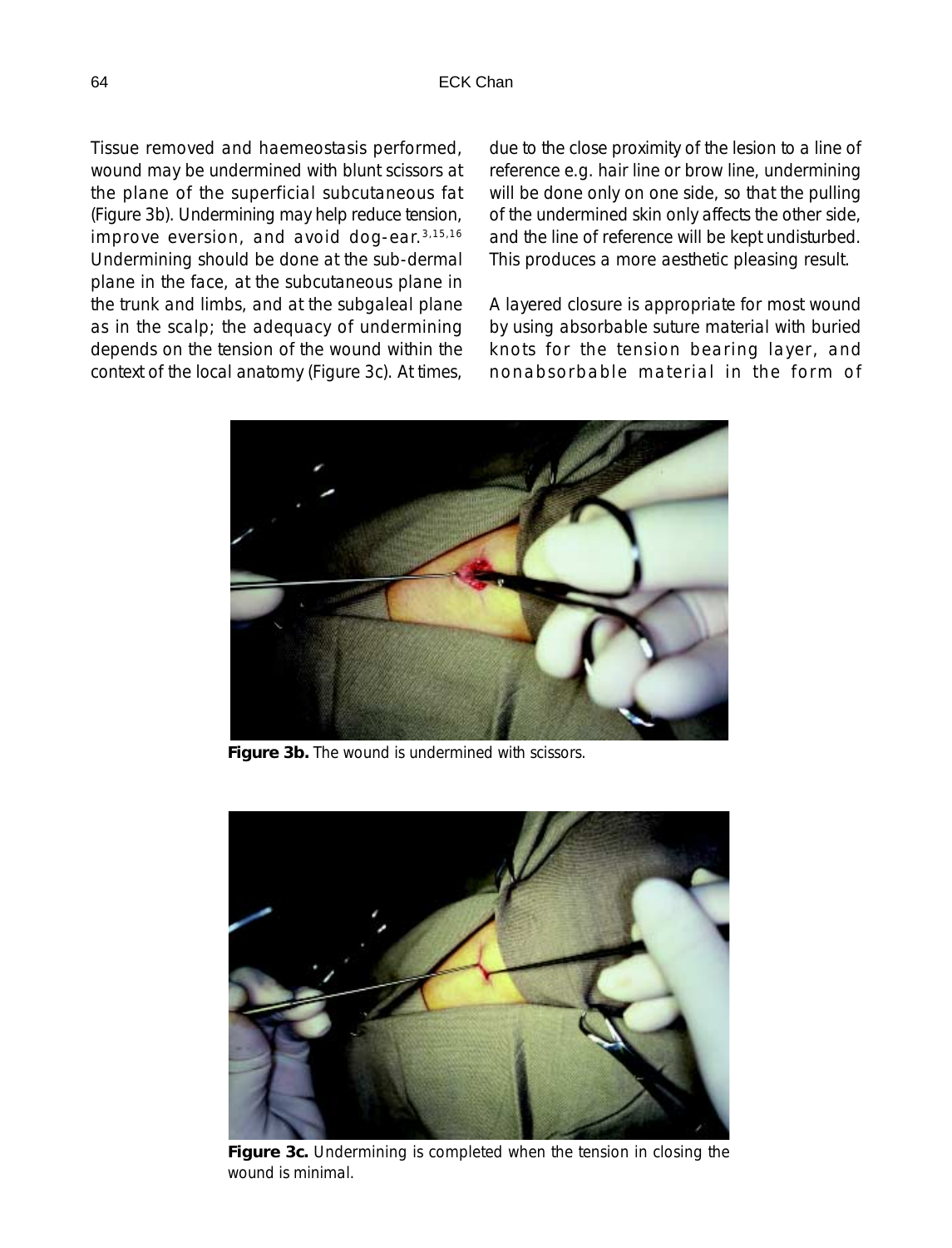Tissue removed and haemeostasis performed, wound may be undermined with blunt scissors at the plane of the superficial subcutaneous fat (Figure 3b). Undermining may help reduce tension, improve eversion, and avoid dog-ear.[3,15,16] Undermining should be done at the sub-dermal plane in the face, at the subcutaneous plane in the trunk and limbs, and at the subgaleal plane as in the scalp; the adequacy of undermining depends on the tension of the wound within the context of the local anatomy (Figure 3c). At times, due to the close proximity of the lesion to a line of reference e.g. hair line or brow line, undermining will be done only on one side, so that the pulling of the undermined skin only affects the other side, and the line of reference will be kept undisturbed. This produces a more aesthetic pleasing result.

A layered closure is appropriate for most wound by using absorbable suture material with buried knots for the tension bearing layer, and nonabsorbable material in the form of

**Figure 3b.** The wound is undermined with scissors.

**Figure 3c.** Undermining is completed when the tension in closing the wound is minimal.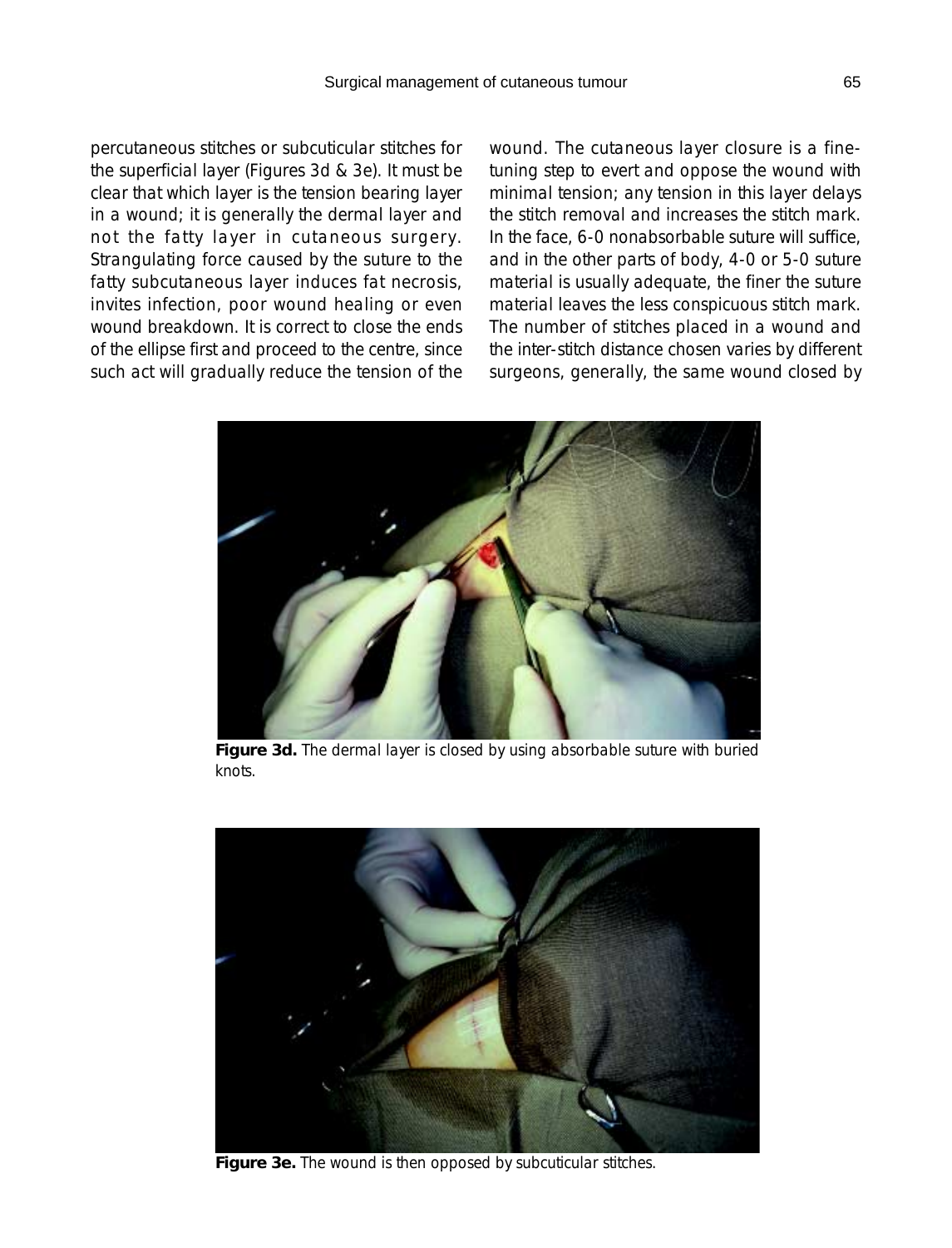percutaneous stitches or subcuticular stitches for the superficial layer (Figures 3d & 3e). It must be clear that which layer is the tension bearing layer in a wound; it is generally the dermal layer and not the fatty layer in cutaneous surgery. Strangulating force caused by the suture to the fatty subcutaneous layer induces fat necrosis, invites infection, poor wound healing or even wound breakdown. It is correct to close the ends of the ellipse first and proceed to the centre, since such act will gradually reduce the tension of the wound. The cutaneous layer closure is a fine-tuning step to evert and oppose the wound with minimal tension; any tension in this layer delays the stitch removal and increases the stitch mark. In the face, 6-0 nonabsorbable suture will suffice, and in the other parts of body, 4-0 or 5-0 suture material is usually adequate, the finer the suture material leaves the less conspicuous stitch mark. The number of stitches placed in a wound and the inter-stitch distance chosen varies by different surgeons, generally, the same wound closed by

**Figure 3d.** The dermal layer is closed by using absorbable suture with buried knots.

**Figure 3e.** The wound is then opposed by subcuticular stitches.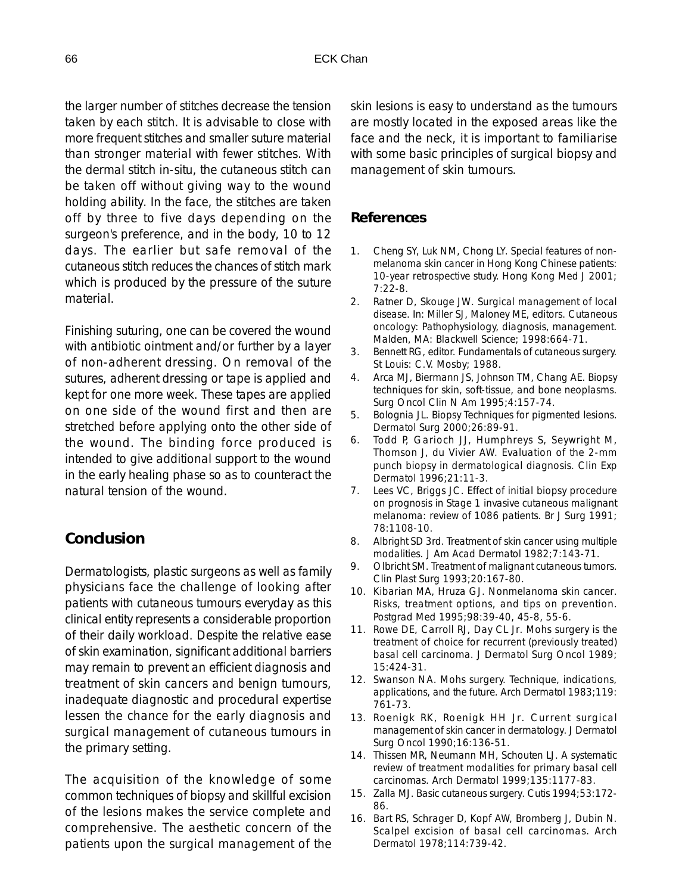the larger number of stitches decrease the tension taken by each stitch. It is advisable to close with more frequent stitches and smaller suture material than stronger material with fewer stitches. With the dermal stitch in-situ, the cutaneous stitch can be taken off without giving way to the wound holding ability. In the face, the stitches are taken off by three to five days depending on the surgeon's preference, and in the body, 10 to 12 days. The earlier but safe removal of the cutaneous stitch reduces the chances of stitch mark which is produced by the pressure of the suture material.

Finishing suturing, one can be covered the wound with antibiotic ointment and/or further by a layer of non-adherent dressing. On removal of the sutures, adherent dressing or tape is applied and kept for one more week. These tapes are applied on one side of the wound first and then are stretched before applying onto the other side of the wound. The binding force produced is intended to give additional support to the wound in the early healing phase so as to counteract the natural tension of the wound.

## Conclusion

Dermatologists, plastic surgeons as well as family physicians face the challenge of looking after patients with cutaneous tumours everyday as this clinical entity represents a considerable proportion of their daily workload. Despite the relative ease of skin examination, significant additional barriers may remain to prevent an efficient diagnosis and treatment of skin cancers and benign tumours, inadequate diagnostic and procedural expertise lessen the chance for the early diagnosis and surgical management of cutaneous tumours in the primary setting.

The acquisition of the knowledge of some common techniques of biopsy and skillful excision of the lesions makes the service complete and comprehensive. The aesthetic concern of the patients upon the surgical management of the skin lesions is easy to understand as the tumours are mostly located in the exposed areas like the face and the neck, it is important to familiarise with some basic principles of surgical biopsy and management of skin tumours.

## References

1. Cheng SY, Luk NM, Chong LY. Special features of non-melanoma skin cancer in Hong Kong Chinese patients: 10-year retrospective study. Hong Kong Med J 2001; 7:22-8.
2. Ratner D, Skouge JW. Surgical management of local disease. In: Miller SJ, Maloney ME, editors. Cutaneous oncology: Pathophysiology, diagnosis, management. Malden, MA: Blackwell Science; 1998:664-71.
3. Bennett RG, editor. Fundamentals of cutaneous surgery. St Louis: C.V. Mosby; 1988.
4. Arca MJ, Biermann JS, Johnson TM, Chang AE. Biopsy techniques for skin, soft-tissue, and bone neoplasms. Surg Oncol Clin N Am 1995;4:157-74.
5. Bolognia JL. Biopsy Techniques for pigmented lesions. Dermatol Surg 2000;26:89-91.
6. Todd P, Garioch JJ, Humphreys S, Seywright M, Thomson J, du Vivier AW. Evaluation of the 2-mm punch biopsy in dermatological diagnosis. Clin Exp Dermatol 1996;21:11-3.
7. Lees VC, Briggs JC. Effect of initial biopsy procedure on prognosis in Stage 1 invasive cutaneous malignant melanoma: review of 1086 patients. Br J Surg 1991; 78:1108-10.
8. Albright SD 3rd. Treatment of skin cancer using multiple modalities. J Am Acad Dermatol 1982;7:143-71.
9. Olbricht SM. Treatment of malignant cutaneous tumors. Clin Plast Surg 1993;20:167-80.
10. Kibarian MA, Hruza GJ. Nonmelanoma skin cancer. Risks, treatment options, and tips on prevention. Postgrad Med 1995;98:39-40, 45-8, 55-6.
11. Rowe DE, Carroll RJ, Day CL Jr. Mohs surgery is the treatment of choice for recurrent (previously treated) basal cell carcinoma. J Dermatol Surg Oncol 1989; 15:424-31.
12. Swanson NA. Mohs surgery. Technique, indications, applications, and the future. Arch Dermatol 1983;119: 761-73.
13. Roenigk RK, Roenigk HH Jr. Current surgical management of skin cancer in dermatology. J Dermatol Surg Oncol 1990;16:136-51.
14. Thissen MR, Neumann MH, Schouten LJ. A systematic review of treatment modalities for primary basal cell carcinomas. Arch Dermatol 1999;135:1177-83.
15. Zalla MJ. Basic cutaneous surgery. Cutis 1994;53:172-86.
16. Bart RS, Schrager D, Kopf AW, Bromberg J, Dubin N. Scalpel excision of basal cell carcinomas. Arch Dermatol 1978;114:739-42.